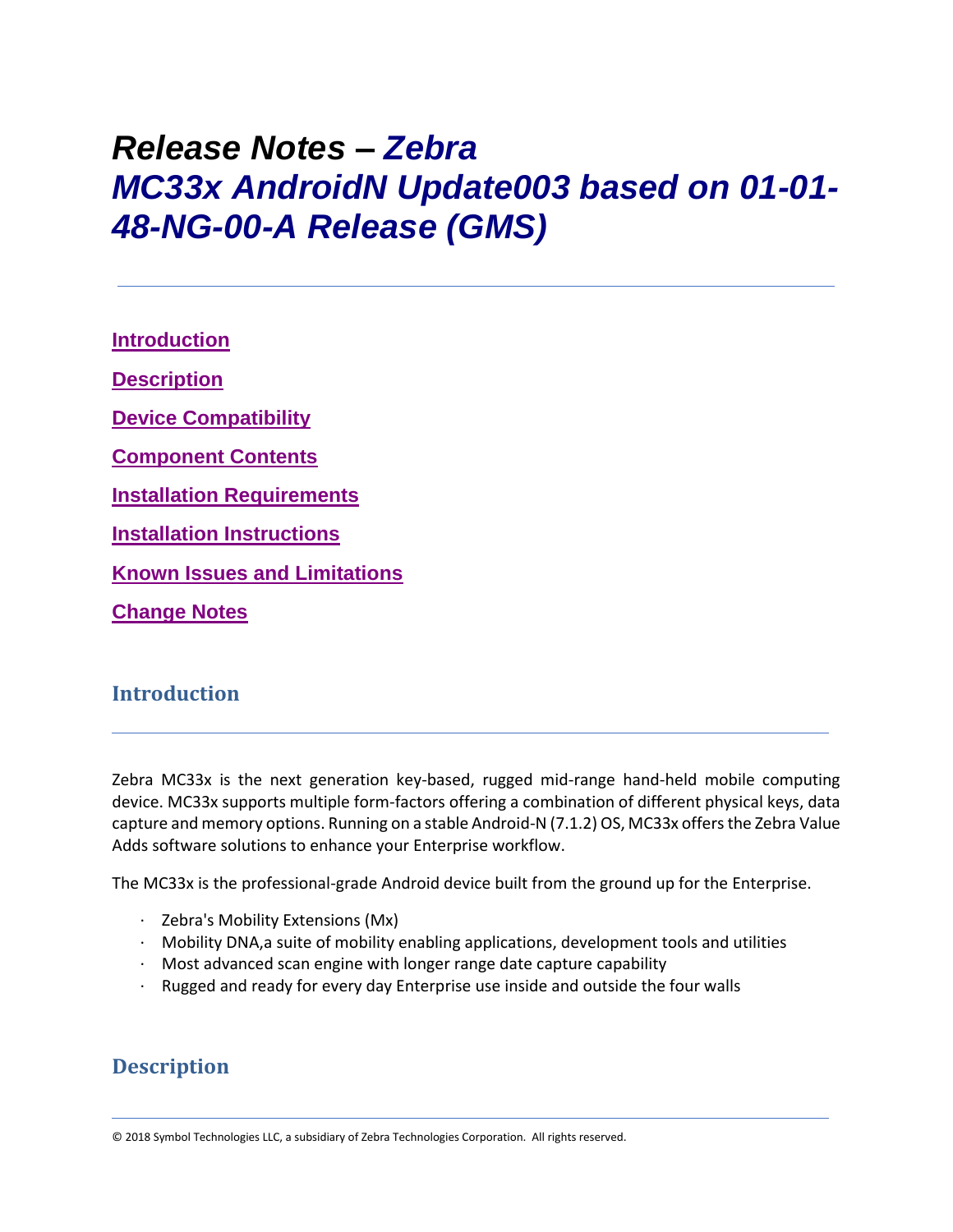# *Release Notes – Zebra MC33x AndroidN Update003 based on 01-01-48-NG-00-A Release (GMS)*

**Introduction**

**Description**

**Device Compatibility**

**Component Contents**

**Installation Requirements**

**Installation Instructions**

**Known Issues and Limitations**

**Change Notes**

## Introduction

Zebra MC33x is the next generation key-based, rugged mid-range hand-held mobile computing device. MC33x supports multiple form-factors offering a combination of different physical keys, data capture and memory options. Running on a stable Android-N (7.1.2) OS, MC33x offers the Zebra Value Adds software solutions to enhance your Enterprise workflow.

The MC33x is the professional-grade Android device built from the ground up for the Enterprise.

- Zebra's Mobility Extensions (Mx)
- Mobility DNA,a suite of mobility enabling applications, development tools and utilities
- Most advanced scan engine with longer range date capture capability
- Rugged and ready for every day Enterprise use inside and outside the four walls

## Description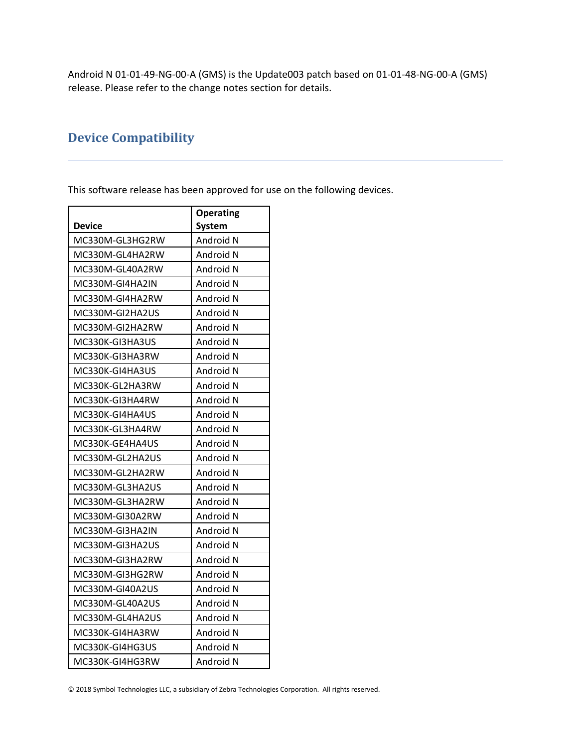Android N 01-01-49-NG-00-A (GMS) is the Update003 patch based on 01-01-48-NG-00-A (GMS) release. Please refer to the change notes section for details.

## Device Compatibility

This software release has been approved for use on the following devices.

| Device | Operating System |
|---|---|
| MC330M-GL3HG2RW | Android N |
| MC330M-GL4HA2RW | Android N |
| MC330M-GL40A2RW | Android N |
| MC330M-GI4HA2IN | Android N |
| MC330M-GI4HA2RW | Android N |
| MC330M-GI2HA2US | Android N |
| MC330M-GI2HA2RW | Android N |
| MC330K-GI3HA3US | Android N |
| MC330K-GI3HA3RW | Android N |
| MC330K-GI4HA3US | Android N |
| MC330K-GL2HA3RW | Android N |
| MC330K-GI3HA4RW | Android N |
| MC330K-GI4HA4US | Android N |
| MC330K-GL3HA4RW | Android N |
| MC330K-GE4HA4US | Android N |
| MC330M-GL2HA2US | Android N |
| MC330M-GL2HA2RW | Android N |
| MC330M-GL3HA2US | Android N |
| MC330M-GL3HA2RW | Android N |
| MC330M-GI30A2RW | Android N |
| MC330M-GI3HA2IN | Android N |
| MC330M-GI3HA2US | Android N |
| MC330M-GI3HA2RW | Android N |
| MC330M-GI3HG2RW | Android N |
| MC330M-GI40A2US | Android N |
| MC330M-GL40A2US | Android N |
| MC330M-GL4HA2US | Android N |
| MC330K-GI4HA3RW | Android N |
| MC330K-GI4HG3US | Android N |
| MC330K-GI4HG3RW | Android N |

© 2018 Symbol Technologies LLC, a subsidiary of Zebra Technologies Corporation. All rights reserved.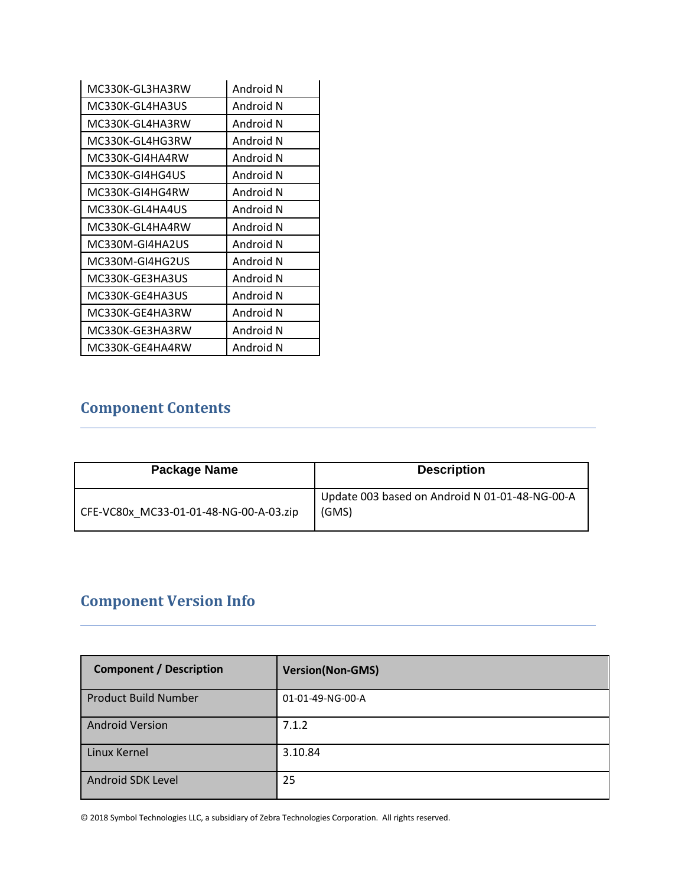| | |
|---|---|
| MC330K-GL3HA3RW | Android N |
| MC330K-GL4HA3US | Android N |
| MC330K-GL4HA3RW | Android N |
| MC330K-GL4HG3RW | Android N |
| MC330K-GI4HA4RW | Android N |
| MC330K-GI4HG4US | Android N |
| MC330K-GI4HG4RW | Android N |
| MC330K-GL4HA4US | Android N |
| MC330K-GL4HA4RW | Android N |
| MC330M-GI4HA2US | Android N |
| MC330M-GI4HG2US | Android N |
| MC330K-GE3HA3US | Android N |
| MC330K-GE4HA3US | Android N |
| MC330K-GE4HA3RW | Android N |
| MC330K-GE3HA3RW | Android N |
| MC330K-GE4HA4RW | Android N |

## Component Contents

| Package Name | Description |
|---|---|
| CFE-VC80x_MC33-01-01-48-NG-00-A-03.zip | Update 003 based on Android N 01-01-48-NG-00-A (GMS) |

## Component Version Info

| Component / Description | Version(Non-GMS) |
|---|---|
| Product Build Number | 01-01-49-NG-00-A |
| Android Version | 7.1.2 |
| Linux Kernel | 3.10.84 |
| Android SDK Level | 25 |

© 2018 Symbol Technologies LLC, a subsidiary of Zebra Technologies Corporation. All rights reserved.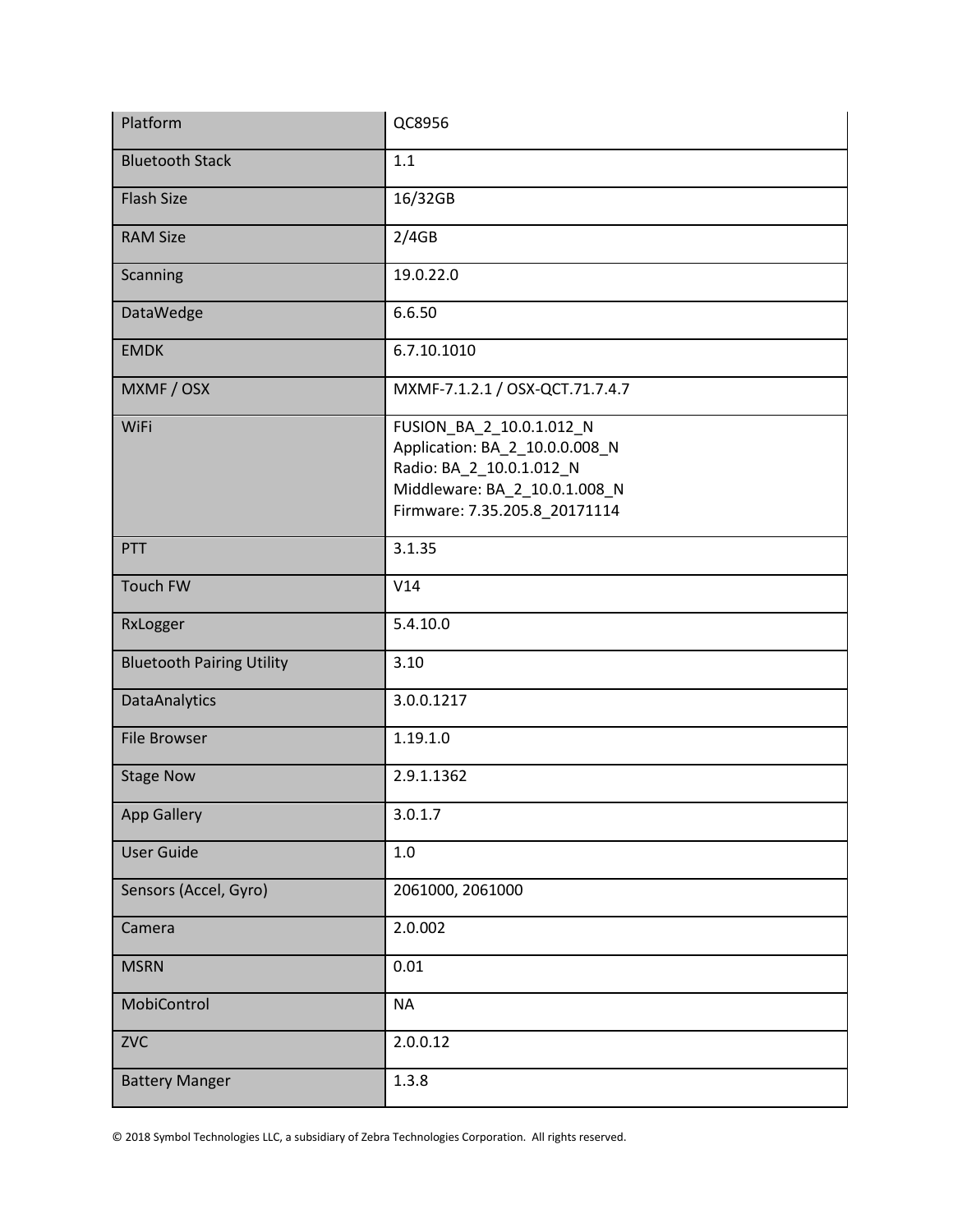| Platform | QC8956 |
|---|---|
| Bluetooth Stack | 1.1 |
| Flash Size | 16/32GB |
| RAM Size | 2/4GB |
| Scanning | 19.0.22.0 |
| DataWedge | 6.6.50 |
| EMDK | 6.7.10.1010 |
| MXMF / OSX | MXMF-7.1.2.1 / OSX-QCT.71.7.4.7 |
| WiFi | FUSION_BA_2_10.0.1.012_N<br>Application: BA_2_10.0.0.008_N<br>Radio: BA_2_10.0.1.012_N<br>Middleware: BA_2_10.0.1.008_N<br>Firmware: 7.35.205.8_20171114 |
| PTT | 3.1.35 |
| Touch FW | V14 |
| RxLogger | 5.4.10.0 |
| Bluetooth Pairing Utility | 3.10 |
| DataAnalytics | 3.0.0.1217 |
| File Browser | 1.19.1.0 |
| Stage Now | 2.9.1.1362 |
| App Gallery | 3.0.1.7 |
| User Guide | 1.0 |
| Sensors (Accel, Gyro) | 2061000, 2061000 |
| Camera | 2.0.002 |
| MSRN | 0.01 |
| MobiControl | NA |
| ZVC | 2.0.0.12 |
| Battery Manger | 1.3.8 |

© 2018 Symbol Technologies LLC, a subsidiary of Zebra Technologies Corporation. All rights reserved.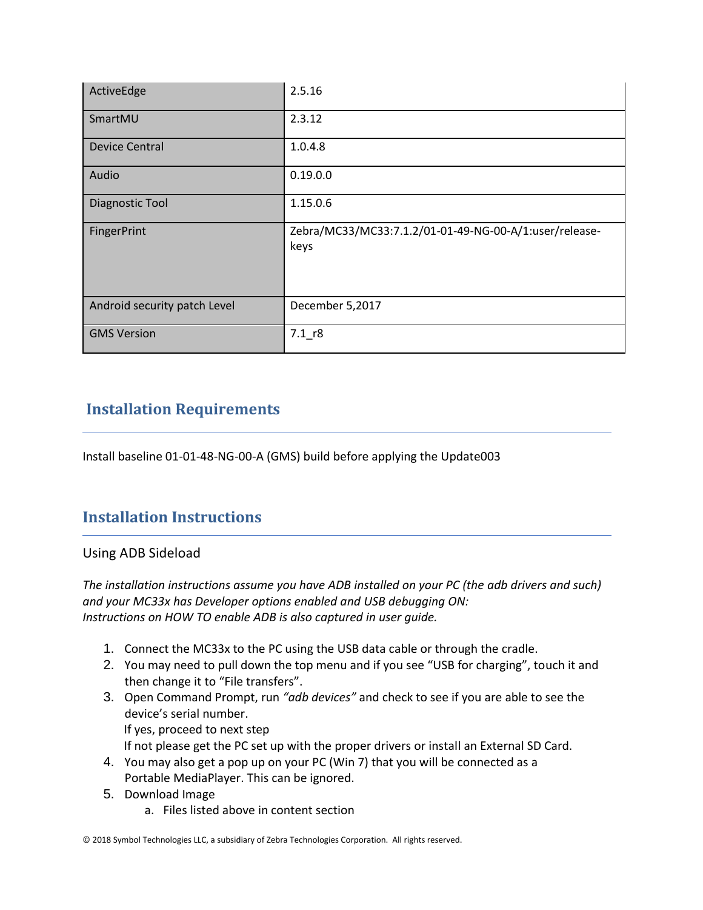| ActiveEdge | 2.5.16 |
|---|---|
| SmartMU | 2.3.12 |
| Device Central | 1.0.4.8 |
| Audio | 0.19.0.0 |
| Diagnostic Tool | 1.15.0.6 |
| FingerPrint | Zebra/MC33/MC33:7.1.2/01-01-49-NG-00-A/1:user/release-keys |
| Android security patch Level | December 5,2017 |
| GMS Version | 7.1_r8 |

## Installation Requirements

Install baseline 01-01-48-NG-00-A (GMS) build before applying the Update003

## Installation Instructions

### Using ADB Sideload

*The installation instructions assume you have ADB installed on your PC (the adb drivers and such) and your MC33x has Developer options enabled and USB debugging ON:*
*Instructions on HOW TO enable ADB is also captured in user guide.*

1. Connect the MC33x to the PC using the USB data cable or through the cradle.
2. You may need to pull down the top menu and if you see "USB for charging", touch it and then change it to "File transfers".
3. Open Command Prompt, run *"adb devices"* and check to see if you are able to see the device's serial number.
   If yes, proceed to next step
   If not please get the PC set up with the proper drivers or install an External SD Card.
4. You may also get a pop up on your PC (Win 7) that you will be connected as a Portable MediaPlayer. This can be ignored.
5. Download Image
   a. Files listed above in content section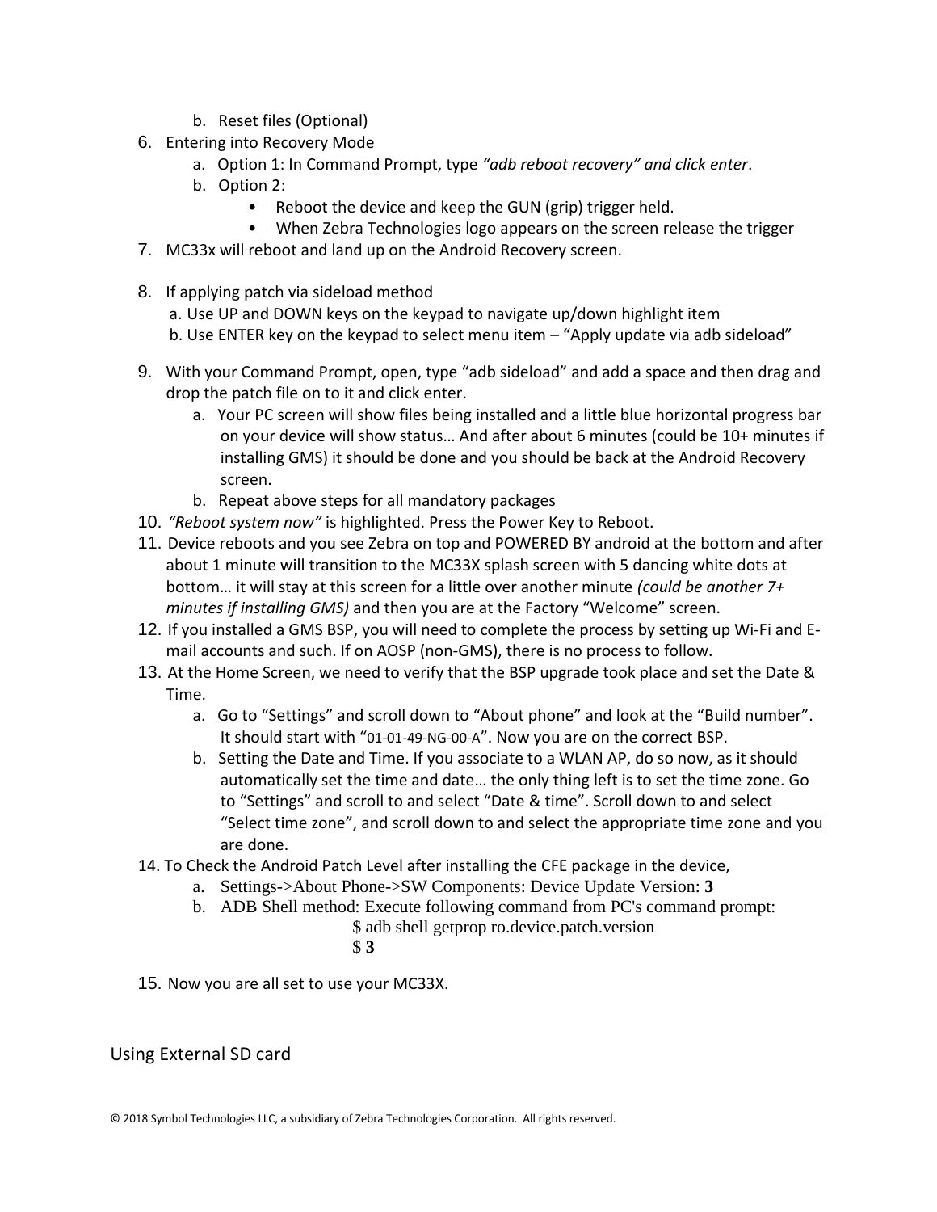b. Reset files (Optional)

6. Entering into Recovery Mode
   a. Option 1: In Command Prompt, type *"adb reboot recovery" and click enter*.
   b. Option 2:
      - Reboot the device and keep the GUN (grip) trigger held.
      - When Zebra Technologies logo appears on the screen release the trigger
7. MC33x will reboot and land up on the Android Recovery screen.
8. If applying patch via sideload method
   a. Use UP and DOWN keys on the keypad to navigate up/down highlight item
   b. Use ENTER key on the keypad to select menu item – "Apply update via adb sideload"
9. With your Command Prompt, open, type "adb sideload" and add a space and then drag and drop the patch file on to it and click enter.
   a. Your PC screen will show files being installed and a little blue horizontal progress bar on your device will show status… And after about 6 minutes (could be 10+ minutes if installing GMS) it should be done and you should be back at the Android Recovery screen.
   b. Repeat above steps for all mandatory packages
10. *"Reboot system now"* is highlighted. Press the Power Key to Reboot.
11. Device reboots and you see Zebra on top and POWERED BY android at the bottom and after about 1 minute will transition to the MC33X splash screen with 5 dancing white dots at bottom… it will stay at this screen for a little over another minute *(could be another 7+ minutes if installing GMS)* and then you are at the Factory "Welcome" screen.
12. If you installed a GMS BSP, you will need to complete the process by setting up Wi-Fi and E-mail accounts and such. If on AOSP (non-GMS), there is no process to follow.
13. At the Home Screen, we need to verify that the BSP upgrade took place and set the Date & Time.
    a. Go to "Settings" and scroll down to "About phone" and look at the "Build number". It should start with "01-01-49-NG-00-A". Now you are on the correct BSP.
    b. Setting the Date and Time. If you associate to a WLAN AP, do so now, as it should automatically set the time and date… the only thing left is to set the time zone. Go to "Settings" and scroll to and select "Date & time". Scroll down to and select "Select time zone", and scroll down to and select the appropriate time zone and you are done.
14. To Check the Android Patch Level after installing the CFE package in the device,
    a. Settings->About Phone->SW Components: Device Update Version: **3**
    b. ADB Shell method: Execute following command from PC's command prompt:
       $ adb shell getprop ro.device.patch.version
       $ **3**
15. Now you are all set to use your MC33X.

Using External SD card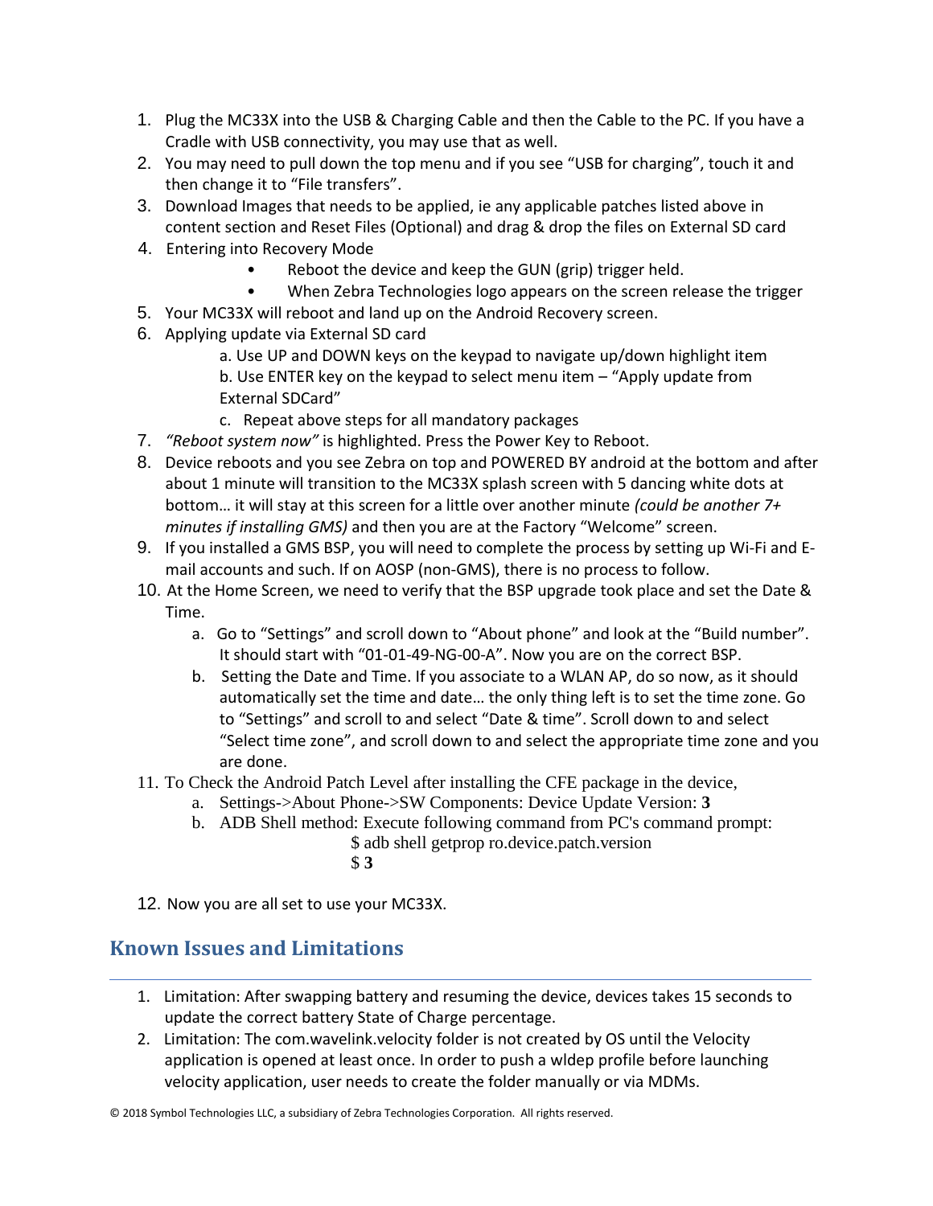1. Plug the MC33X into the USB & Charging Cable and then the Cable to the PC. If you have a Cradle with USB connectivity, you may use that as well.
2. You may need to pull down the top menu and if you see "USB for charging", touch it and then change it to "File transfers".
3. Download Images that needs to be applied, ie any applicable patches listed above in content section and Reset Files (Optional) and drag & drop the files on External SD card
4. Entering into Recovery Mode
   - Reboot the device and keep the GUN (grip) trigger held.
   - When Zebra Technologies logo appears on the screen release the trigger
5. Your MC33X will reboot and land up on the Android Recovery screen.
6. Applying update via External SD card
   a. Use UP and DOWN keys on the keypad to navigate up/down highlight item
   b. Use ENTER key on the keypad to select menu item – "Apply update from External SDCard"
   c. Repeat above steps for all mandatory packages
7. *"Reboot system now"* is highlighted. Press the Power Key to Reboot.
8. Device reboots and you see Zebra on top and POWERED BY android at the bottom and after about 1 minute will transition to the MC33X splash screen with 5 dancing white dots at bottom… it will stay at this screen for a little over another minute *(could be another 7+ minutes if installing GMS)* and then you are at the Factory "Welcome" screen.
9. If you installed a GMS BSP, you will need to complete the process by setting up Wi-Fi and E-mail accounts and such. If on AOSP (non-GMS), there is no process to follow.
10. At the Home Screen, we need to verify that the BSP upgrade took place and set the Date & Time.
    a. Go to "Settings" and scroll down to "About phone" and look at the "Build number". It should start with "01-01-49-NG-00-A". Now you are on the correct BSP.
    b. Setting the Date and Time. If you associate to a WLAN AP, do so now, as it should automatically set the time and date… the only thing left is to set the time zone. Go to "Settings" and scroll to and select "Date & time". Scroll down to and select "Select time zone", and scroll down to and select the appropriate time zone and you are done.
11. To Check the Android Patch Level after installing the CFE package in the device,
    a. Settings->About Phone->SW Components: Device Update Version: **3**
    b. ADB Shell method: Execute following command from PC's command prompt:

       $ adb shell getprop ro.device.patch.version

       $ **3**
12. Now you are all set to use your MC33X.

## Known Issues and Limitations

1. Limitation: After swapping battery and resuming the device, devices takes 15 seconds to update the correct battery State of Charge percentage.
2. Limitation: The com.wavelink.velocity folder is not created by OS until the Velocity application is opened at least once. In order to push a wldep profile before launching velocity application, user needs to create the folder manually or via MDMs.

© 2018 Symbol Technologies LLC, a subsidiary of Zebra Technologies Corporation. All rights reserved.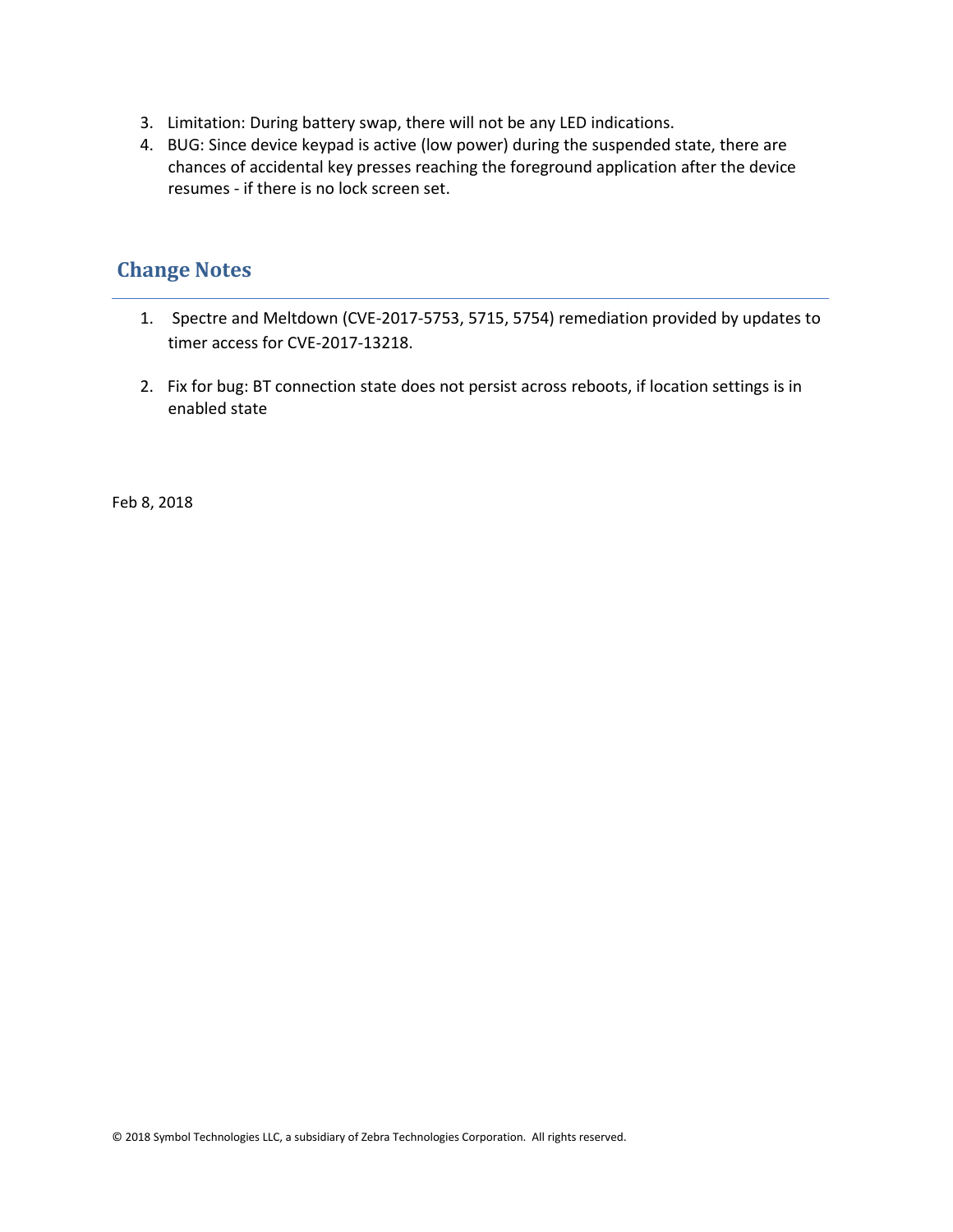3. Limitation: During battery swap, there will not be any LED indications.
4. BUG: Since device keypad is active (low power) during the suspended state, there are chances of accidental key presses reaching the foreground application after the device resumes - if there is no lock screen set.

## Change Notes

1. Spectre and Meltdown (CVE-2017-5753, 5715, 5754) remediation provided by updates to timer access for CVE-2017-13218.

2. Fix for bug: BT connection state does not persist across reboots, if location settings is in enabled state

Feb 8, 2018

© 2018 Symbol Technologies LLC, a subsidiary of Zebra Technologies Corporation. All rights reserved.